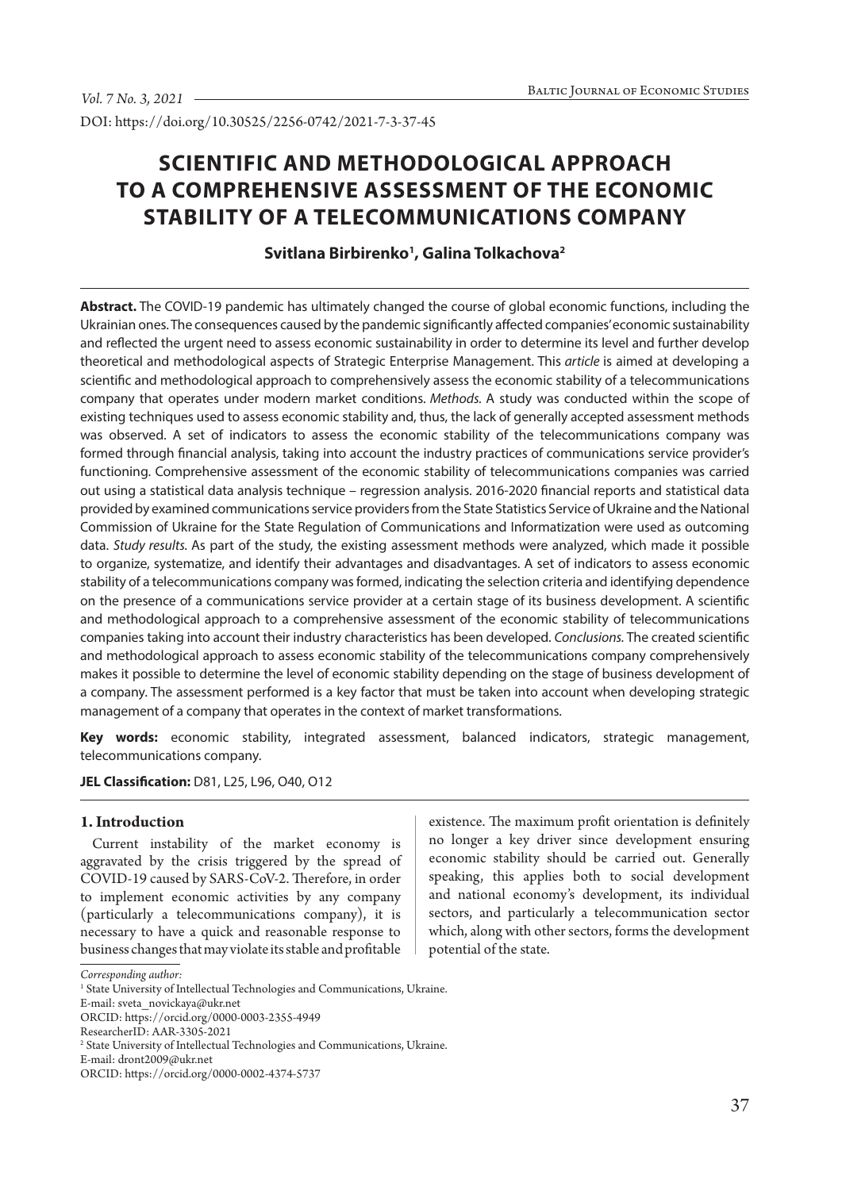DOI: https://doi.org/10.30525/2256-0742/2021-7-3-37-45

# SCIENTIFIC AND METHODOLOGICAL APPROACH TO A COMPREHENSIVE ASSESSMENT OF THE ECONOMIC STABILITY OF A TELECOMMUNICATIONS COMPANY

**Svitlana Birbirenko[1], Galina Tolkachova[2]**

**Abstract.** The COVID-19 pandemic has ultimately changed the course of global economic functions, including the Ukrainian ones. The consequences caused by the pandemic significantly affected companies' economic sustainability and reflected the urgent need to assess economic sustainability in order to determine its level and further develop theoretical and methodological aspects of Strategic Enterprise Management. This *article* is aimed at developing a scientific and methodological approach to comprehensively assess the economic stability of a telecommunications company that operates under modern market conditions. *Methods.* A study was conducted within the scope of existing techniques used to assess economic stability and, thus, the lack of generally accepted assessment methods was observed. A set of indicators to assess the economic stability of the telecommunications company was formed through financial analysis, taking into account the industry practices of communications service provider's functioning. Comprehensive assessment of the economic stability of telecommunications companies was carried out using a statistical data analysis technique – regression analysis. 2016-2020 financial reports and statistical data provided by examined communications service providers from the State Statistics Service of Ukraine and the National Commission of Ukraine for the State Regulation of Communications and Informatization were used as outcoming data. *Study results.* As part of the study, the existing assessment methods were analyzed, which made it possible to organize, systematize, and identify their advantages and disadvantages. A set of indicators to assess economic stability of a telecommunications company was formed, indicating the selection criteria and identifying dependence on the presence of a communications service provider at a certain stage of its business development. A scientific and methodological approach to a comprehensive assessment of the economic stability of telecommunications companies taking into account their industry characteristics has been developed. *Conclusions.* The created scientific and methodological approach to assess economic stability of the telecommunications company comprehensively makes it possible to determine the level of economic stability depending on the stage of business development of a company. The assessment performed is a key factor that must be taken into account when developing strategic management of a company that operates in the context of market transformations.

**Key words:** economic stability, integrated assessment, balanced indicators, strategic management, telecommunications company.

**JEL Classification:** D81, L25, L96, O40, O12

## 1. Introduction

Current instability of the market economy is aggravated by the crisis triggered by the spread of COVID-19 caused by SARS-CoV-2. Therefore, in order to implement economic activities by any company (particularly a telecommunications company), it is necessary to have a quick and reasonable response to business changes that may violate its stable and profitable existence. The maximum profit orientation is definitely no longer a key driver since development ensuring economic stability should be carried out. Generally speaking, this applies both to social development and national economy's development, its individual sectors, and particularly a telecommunication sector which, along with other sectors, forms the development potential of the state.

*Corresponding author:*

[1] State University of Intellectual Technologies and Communications, Ukraine.
E-mail: sveta_novickaya@ukr.net
ORCID: https://orcid.org/0000-0003-2355-4949
ResearcherID: AAR-3305-2021

[2] State University of Intellectual Technologies and Communications, Ukraine.
E-mail: dront2009@ukr.net
ORCID: https://orcid.org/0000-0002-4374-5737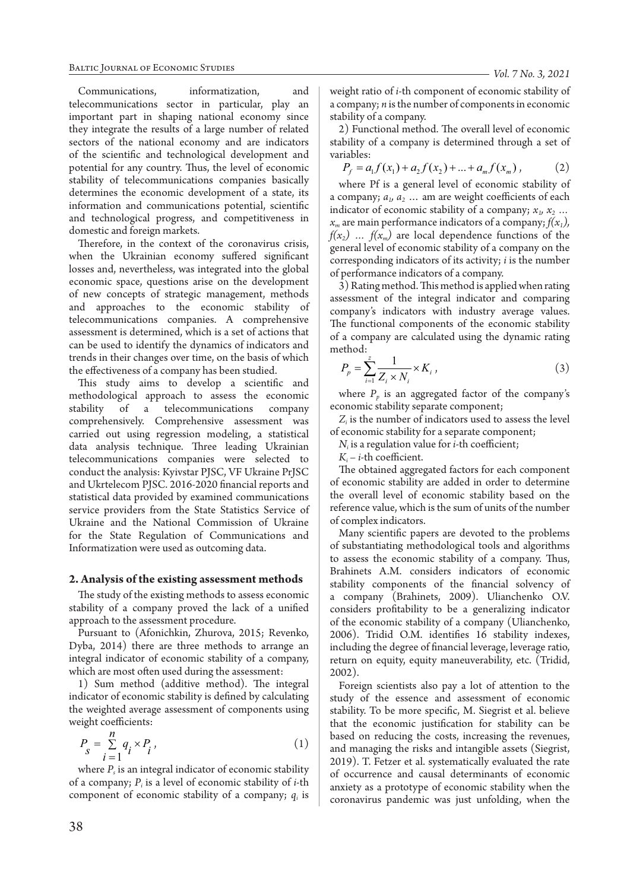Communications, informatization, and telecommunications sector in particular, play an important part in shaping national economy since they integrate the results of a large number of related sectors of the national economy and are indicators of the scientific and technological development and potential for any country. Thus, the level of economic stability of telecommunications companies basically determines the economic development of a state, its information and communications potential, scientific and technological progress, and competitiveness in domestic and foreign markets.

Therefore, in the context of the coronavirus crisis, when the Ukrainian economy suffered significant losses and, nevertheless, was integrated into the global economic space, questions arise on the development of new concepts of strategic management, methods and approaches to the economic stability of telecommunications companies. A comprehensive assessment is determined, which is a set of actions that can be used to identify the dynamics of indicators and trends in their changes over time, on the basis of which the effectiveness of a company has been studied.

This study aims to develop a scientific and methodological approach to assess the economic stability of a telecommunications company comprehensively. Comprehensive assessment was carried out using regression modeling, a statistical data analysis technique. Three leading Ukrainian telecommunications companies were selected to conduct the analysis: Kyivstar PJSC, VF Ukraine PrJSC and Ukrtelecom PJSC. 2016-2020 financial reports and statistical data provided by examined communications service providers from the State Statistics Service of Ukraine and the National Commission of Ukraine for the State Regulation of Communications and Informatization were used as outcoming data.

## 2. Analysis of the existing assessment methods

The study of the existing methods to assess economic stability of a company proved the lack of a unified approach to the assessment procedure.

Pursuant to (Afonichkin, Zhurova, 2015; Revenko, Dyba, 2014) there are three methods to arrange an integral indicator of economic stability of a company, which are most often used during the assessment:

1) Sum method (additive method). The integral indicator of economic stability is defined by calculating the weighted average assessment of components using weight coefficients:

$$P_s = \sum_{i=1}^{n} q_i \times P_i \,, \tag{1}$$

where $P_s$ is an integral indicator of economic stability of a company; $P_i$ is a level of economic stability of $i$-th component of economic stability of a company; $q_i$ is weight ratio of $i$-th component of economic stability of a company; $n$ is the number of components in economic stability of a company.

2) Functional method. The overall level of economic stability of a company is determined through a set of variables:

$$P_f = a_1 f(x_1) + a_2 f(x_2) + \ldots + a_m f(x_m) \,, \tag{2}$$

where Pf is a general level of economic stability of a company; $a_1$, $a_2$ … am are weight coefficients of each indicator of economic stability of a company; $x_1$, $x_2$ … $x_m$ are main performance indicators of a company; $f(x_1)$, $f(x_2)$ … $f(x_m)$ are local dependence functions of the general level of economic stability of a company on the corresponding indicators of its activity; $i$ is the number of performance indicators of a company.

3) Rating method. This method is applied when rating assessment of the integral indicator and comparing company's indicators with industry average values. The functional components of the economic stability of a company are calculated using the dynamic rating method:

$$P_p = \sum_{i=1}^{z} \frac{1}{Z_i \times N_i} \times K_i \,, \tag{3}$$

where $P_p$ is an aggregated factor of the company's economic stability separate component;

$Z_i$ is the number of indicators used to assess the level of economic stability for a separate component;

$N_i$ is a regulation value for $i$-th coefficient;

$K_i$ – $i$-th coefficient.

The obtained aggregated factors for each component of economic stability are added in order to determine the overall level of economic stability based on the reference value, which is the sum of units of the number of complex indicators.

Many scientific papers are devoted to the problems of substantiating methodological tools and algorithms to assess the economic stability of a company. Thus, Brahinets A.M. considers indicators of economic stability components of the financial solvency of a company (Brahinets, 2009). Ulianchenko O.V. considers profitability to be a generalizing indicator of the economic stability of a company (Ulianchenko, 2006). Tridid O.M. identifies 16 stability indexes, including the degree of financial leverage, leverage ratio, return on equity, equity maneuverability, etc. (Tridid, 2002).

Foreign scientists also pay a lot of attention to the study of the essence and assessment of economic stability. To be more specific, M. Siegrist et al. believe that the economic justification for stability can be based on reducing the costs, increasing the revenues, and managing the risks and intangible assets (Siegrist, 2019). T. Fetzer et al. systematically evaluated the rate of occurrence and causal determinants of economic anxiety as a prototype of economic stability when the coronavirus pandemic was just unfolding, when the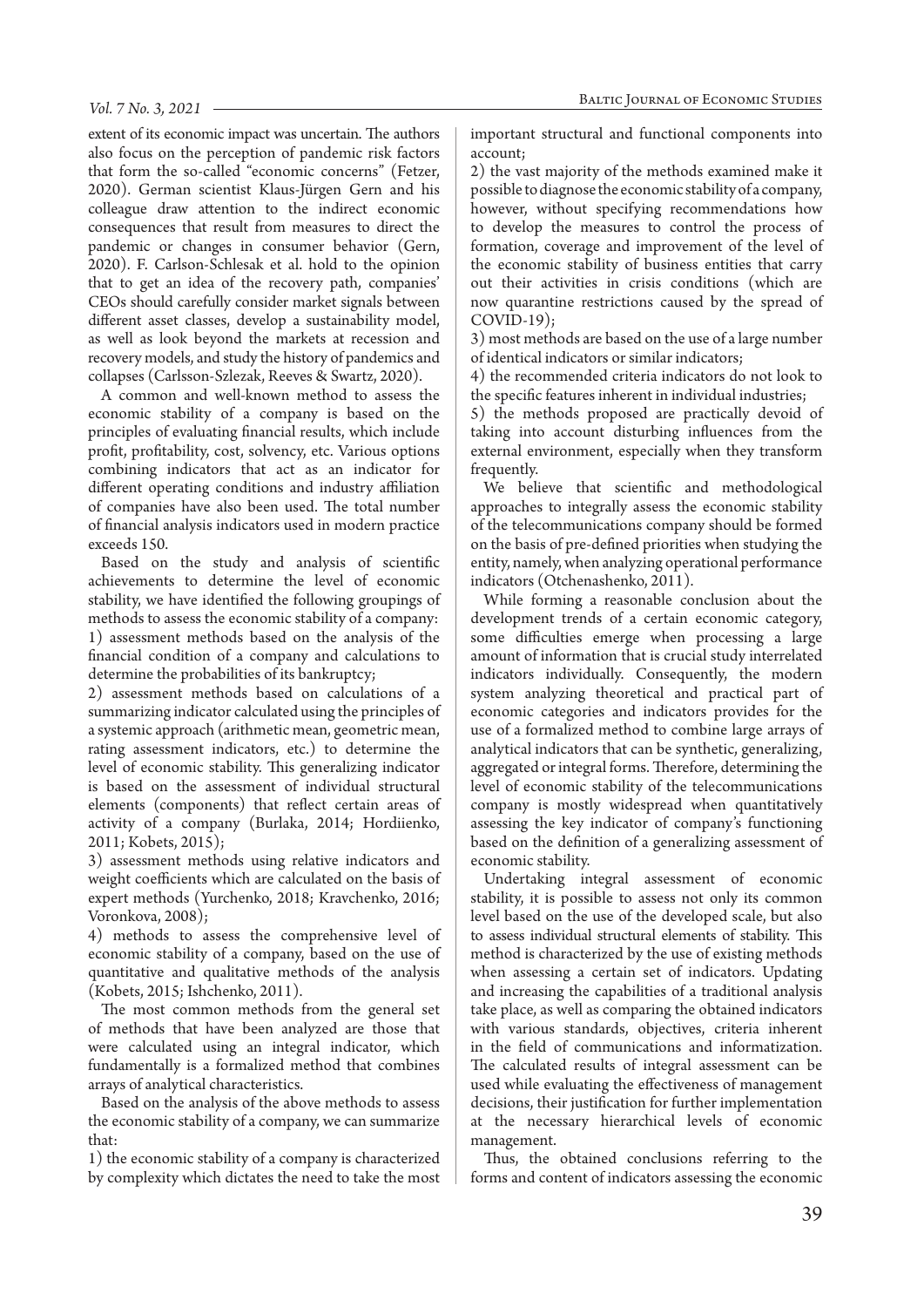extent of its economic impact was uncertain. The authors also focus on the perception of pandemic risk factors that form the so-called "economic concerns" (Fetzer, 2020). German scientist Klaus-Jürgen Gern and his colleague draw attention to the indirect economic consequences that result from measures to direct the pandemic or changes in consumer behavior (Gern, 2020). F. Carlson-Schlesak et al. hold to the opinion that to get an idea of the recovery path, companies' CEOs should carefully consider market signals between different asset classes, develop a sustainability model, as well as look beyond the markets at recession and recovery models, and study the history of pandemics and collapses (Carlsson-Szlezak, Reeves & Swartz, 2020).

A common and well-known method to assess the economic stability of a company is based on the principles of evaluating financial results, which include profit, profitability, cost, solvency, etc. Various options combining indicators that act as an indicator for different operating conditions and industry affiliation of companies have also been used. The total number of financial analysis indicators used in modern practice exceeds 150.

Based on the study and analysis of scientific achievements to determine the level of economic stability, we have identified the following groupings of methods to assess the economic stability of a company:

1) assessment methods based on the analysis of the financial condition of a company and calculations to determine the probabilities of its bankruptcy;

2) assessment methods based on calculations of a summarizing indicator calculated using the principles of a systemic approach (arithmetic mean, geometric mean, rating assessment indicators, etc.) to determine the level of economic stability. This generalizing indicator is based on the assessment of individual structural elements (components) that reflect certain areas of activity of a company (Burlaka, 2014; Hordiienko, 2011; Kobets, 2015);

3) assessment methods using relative indicators and weight coefficients which are calculated on the basis of expert methods (Yurchenko, 2018; Kravchenko, 2016; Voronkova, 2008);

4) methods to assess the comprehensive level of economic stability of a company, based on the use of quantitative and qualitative methods of the analysis (Kobets, 2015; Ishchenko, 2011).

The most common methods from the general set of methods that have been analyzed are those that were calculated using an integral indicator, which fundamentally is a formalized method that combines arrays of analytical characteristics.

Based on the analysis of the above methods to assess the economic stability of a company, we can summarize that:

1) the economic stability of a company is characterized by complexity which dictates the need to take the most important structural and functional components into account;

2) the vast majority of the methods examined make it possible to diagnose the economic stability of a company, however, without specifying recommendations how to develop the measures to control the process of formation, coverage and improvement of the level of the economic stability of business entities that carry out their activities in crisis conditions (which are now quarantine restrictions caused by the spread of COVID-19);

3) most methods are based on the use of a large number of identical indicators or similar indicators;

4) the recommended criteria indicators do not look to the specific features inherent in individual industries;

5) the methods proposed are practically devoid of taking into account disturbing influences from the external environment, especially when they transform frequently.

We believe that scientific and methodological approaches to integrally assess the economic stability of the telecommunications company should be formed on the basis of pre-defined priorities when studying the entity, namely, when analyzing operational performance indicators (Otchenashenko, 2011).

While forming a reasonable conclusion about the development trends of a certain economic category, some difficulties emerge when processing a large amount of information that is crucial study interrelated indicators individually. Consequently, the modern system analyzing theoretical and practical part of economic categories and indicators provides for the use of a formalized method to combine large arrays of analytical indicators that can be synthetic, generalizing, aggregated or integral forms. Therefore, determining the level of economic stability of the telecommunications company is mostly widespread when quantitatively assessing the key indicator of company's functioning based on the definition of a generalizing assessment of economic stability.

Undertaking integral assessment of economic stability, it is possible to assess not only its common level based on the use of the developed scale, but also to assess individual structural elements of stability. This method is characterized by the use of existing methods when assessing a certain set of indicators. Updating and increasing the capabilities of a traditional analysis take place, as well as comparing the obtained indicators with various standards, objectives, criteria inherent in the field of communications and informatization. The calculated results of integral assessment can be used while evaluating the effectiveness of management decisions, their justification for further implementation at the necessary hierarchical levels of economic management.

Thus, the obtained conclusions referring to the forms and content of indicators assessing the economic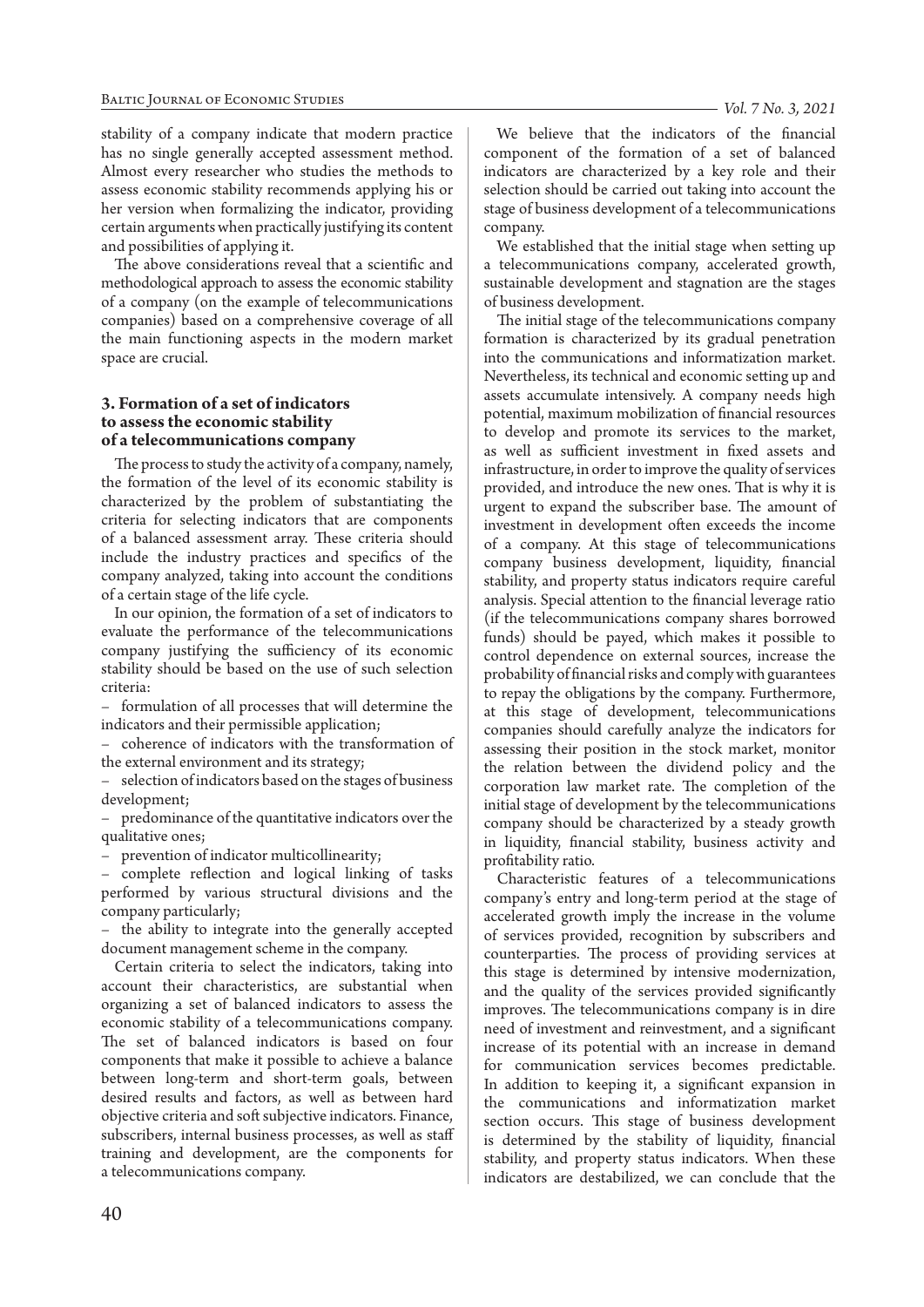stability of a company indicate that modern practice has no single generally accepted assessment method. Almost every researcher who studies the methods to assess economic stability recommends applying his or her version when formalizing the indicator, providing certain arguments when practically justifying its content and possibilities of applying it.

The above considerations reveal that a scientific and methodological approach to assess the economic stability of a company (on the example of telecommunications companies) based on a comprehensive coverage of all the main functioning aspects in the modern market space are crucial.

## 3. Formation of a set of indicators to assess the economic stability of a telecommunications company

The process to study the activity of a company, namely, the formation of the level of its economic stability is characterized by the problem of substantiating the criteria for selecting indicators that are components of a balanced assessment array. These criteria should include the industry practices and specifics of the company analyzed, taking into account the conditions of a certain stage of the life cycle.

In our opinion, the formation of a set of indicators to evaluate the performance of the telecommunications company justifying the sufficiency of its economic stability should be based on the use of such selection criteria:

– formulation of all processes that will determine the indicators and their permissible application;

– coherence of indicators with the transformation of the external environment and its strategy;

– selection of indicators based on the stages of business development;

– predominance of the quantitative indicators over the qualitative ones;

– prevention of indicator multicollinearity;

– complete reflection and logical linking of tasks performed by various structural divisions and the company particularly;

– the ability to integrate into the generally accepted document management scheme in the company.

Certain criteria to select the indicators, taking into account their characteristics, are substantial when organizing a set of balanced indicators to assess the economic stability of a telecommunications company. The set of balanced indicators is based on four components that make it possible to achieve a balance between long-term and short-term goals, between desired results and factors, as well as between hard objective criteria and soft subjective indicators. Finance, subscribers, internal business processes, as well as staff training and development, are the components for a telecommunications company.

We believe that the indicators of the financial component of the formation of a set of balanced indicators are characterized by a key role and their selection should be carried out taking into account the stage of business development of a telecommunications company.

We established that the initial stage when setting up a telecommunications company, accelerated growth, sustainable development and stagnation are the stages of business development.

The initial stage of the telecommunications company formation is characterized by its gradual penetration into the communications and informatization market. Nevertheless, its technical and economic setting up and assets accumulate intensively. A company needs high potential, maximum mobilization of financial resources to develop and promote its services to the market, as well as sufficient investment in fixed assets and infrastructure, in order to improve the quality of services provided, and introduce the new ones. That is why it is urgent to expand the subscriber base. The amount of investment in development often exceeds the income of a company. At this stage of telecommunications company business development, liquidity, financial stability, and property status indicators require careful analysis. Special attention to the financial leverage ratio (if the telecommunications company shares borrowed funds) should be payed, which makes it possible to control dependence on external sources, increase the probability of financial risks and comply with guarantees to repay the obligations by the company. Furthermore, at this stage of development, telecommunications companies should carefully analyze the indicators for assessing their position in the stock market, monitor the relation between the dividend policy and the corporation law market rate. The completion of the initial stage of development by the telecommunications company should be characterized by a steady growth in liquidity, financial stability, business activity and profitability ratio.

Characteristic features of a telecommunications company's entry and long-term period at the stage of accelerated growth imply the increase in the volume of services provided, recognition by subscribers and counterparties. The process of providing services at this stage is determined by intensive modernization, and the quality of the services provided significantly improves. The telecommunications company is in dire need of investment and reinvestment, and a significant increase of its potential with an increase in demand for communication services becomes predictable. In addition to keeping it, a significant expansion in the communications and informatization market section occurs. This stage of business development is determined by the stability of liquidity, financial stability, and property status indicators. When these indicators are destabilized, we can conclude that the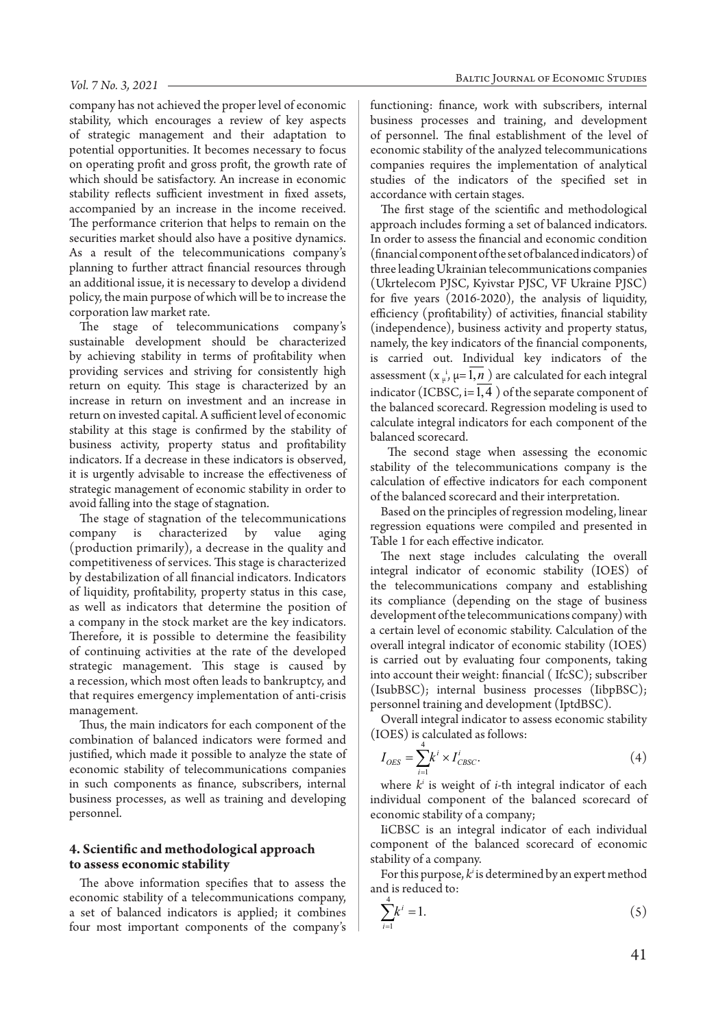company has not achieved the proper level of economic stability, which encourages a review of key aspects of strategic management and their adaptation to potential opportunities. It becomes necessary to focus on operating profit and gross profit, the growth rate of which should be satisfactory. An increase in economic stability reflects sufficient investment in fixed assets, accompanied by an increase in the income received. The performance criterion that helps to remain on the securities market should also have a positive dynamics. As a result of the telecommunications company's planning to further attract financial resources through an additional issue, it is necessary to develop a dividend policy, the main purpose of which will be to increase the corporation law market rate.

The stage of telecommunications company's sustainable development should be characterized by achieving stability in terms of profitability when providing services and striving for consistently high return on equity. This stage is characterized by an increase in return on investment and an increase in return on invested capital. A sufficient level of economic stability at this stage is confirmed by the stability of business activity, property status and profitability indicators. If a decrease in these indicators is observed, it is urgently advisable to increase the effectiveness of strategic management of economic stability in order to avoid falling into the stage of stagnation.

The stage of stagnation of the telecommunications company is characterized by value aging (production primarily), a decrease in the quality and competitiveness of services. This stage is characterized by destabilization of all financial indicators. Indicators of liquidity, profitability, property status in this case, as well as indicators that determine the position of a company in the stock market are the key indicators. Therefore, it is possible to determine the feasibility of continuing activities at the rate of the developed strategic management. This stage is caused by a recession, which most often leads to bankruptcy, and that requires emergency implementation of anti-crisis management.

Thus, the main indicators for each component of the combination of balanced indicators were formed and justified, which made it possible to analyze the state of economic stability of telecommunications companies in such components as finance, subscribers, internal business processes, as well as training and developing personnel.

## 4. Scientific and methodological approach to assess economic stability

The above information specifies that to assess the economic stability of a telecommunications company, a set of balanced indicators is applied; it combines four most important components of the company's functioning: finance, work with subscribers, internal business processes and training, and development of personnel. The final establishment of the level of economic stability of the analyzed telecommunications companies requires the implementation of analytical studies of the indicators of the specified set in accordance with certain stages.

The first stage of the scientific and methodological approach includes forming a set of balanced indicators. In order to assess the financial and economic condition (financial component of the set of balanced indicators) of three leading Ukrainian telecommunications companies (Ukrtelecom PJSC, Kyivstar PJSC, VF Ukraine PJSC) for five years (2016-2020), the analysis of liquidity, efficiency (profitability) of activities, financial stability (independence), business activity and property status, namely, the key indicators of the financial components, is carried out. Individual key indicators of the assessment ($x_{\mu}^{i}$, $\mu=\overline{1,n}$ ) are calculated for each integral indicator (ICBSC, $i=\overline{1,4}$ ) of the separate component of the balanced scorecard. Regression modeling is used to calculate integral indicators for each component of the balanced scorecard.

The second stage when assessing the economic stability of the telecommunications company is the calculation of effective indicators for each component of the balanced scorecard and their interpretation.

Based on the principles of regression modeling, linear regression equations were compiled and presented in Table 1 for each effective indicator.

The next stage includes calculating the overall integral indicator of economic stability (IOES) of the telecommunications company and establishing its compliance (depending on the stage of business development of the telecommunications company) with a certain level of economic stability. Calculation of the overall integral indicator of economic stability (IOES) is carried out by evaluating four components, taking into account their weight: financial ( IfcSC); subscriber (IsubBSC); internal business processes (IibpBSC); personnel training and development (IptdBSC).

Overall integral indicator to assess economic stability (IOES) is calculated as follows:

$$I_{OES} = \sum_{i=1}^{4} k^{i} \times I_{CBSC}^{i}. \tag{4}$$

where $k^i$ is weight of $i$-th integral indicator of each individual component of the balanced scorecard of economic stability of a company;

IiCBSC is an integral indicator of each individual component of the balanced scorecard of economic stability of a company.

For this purpose, $k^i$ is determined by an expert method and is reduced to:

$$\sum_{i=1}^{4} k^{i} = 1. \tag{5}$$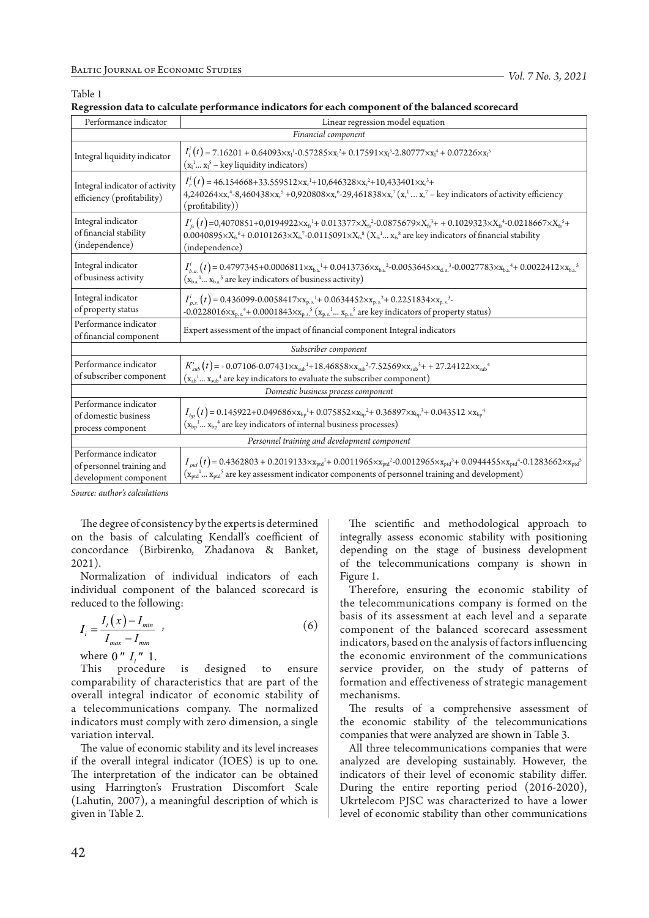Table 1
**Regression data to calculate performance indicators for each component of the balanced scorecard**

| Performance indicator | Linear regression model equation |
|---|---|
| *Financial component* | |
| Integral liquidity indicator | $I_l^i(t) = 7.16201 + 0.64093\times x_l^1 - 0.57285\times x_l^2 + 0.17591\times x_l^3 - 2.80777\times x_l^4 + 0.07226\times x_l^5$ ($x_l^1 \dots x_l^5$ – key liquidity indicators) |
| Integral indicator of activity efficiency (profitability) | $I_r^i(t) = 46.154668 + 33.559512\times x_r^1 + 10{,}646328\times x_r^2 + 10{,}433401\times x_r^3 + 4{,}240264\times x_r^4 - 8{,}460438\times x_r^5 + 0{,}920808\times x_r^6 - 29{,}461838\times x_r^7$ ($x_r^1 \dots x_r^7$ – key indicators of activity efficiency (profitability)) |
| Integral indicator of financial stability (independence) | $I_{fs}^i(t) = 0{,}4070851 + 0{,}0194922\times x_{fs}^1 + 0.013377\times X_{fs}^2 - 0.0875679\times X_{fs}^3 + 0.1029323\times X_{fs}^4 - 0.0218667\times X_{fs}^5 + 0.0040895\times X_{fs}^6 + 0.0101263\times X_{fs}^7 - 0.0115091\times X_{fs}^8$ ($X_{fs}^1 \dots x_{fs}^8$ are key indicators of financial stability (independence) |
| Integral indicator of business activity | $I_{b.a.}^i(t) = 0.4797345 + 0.0006811\times x_{b.a.}^1 + 0.0413736\times x_{b.a.}^2 - 0.0053645\times x_{d.a.}^3 - 0.0027783\times x_{b.a.}^4 + 0.0022412\times x_{b.a.}^5$ ($x_{b.a.}^1 \dots x_{b.a.}^5$ are key indicators of business activity) |
| Integral indicator of property status | $I_{p.s.}^i(t) = 0.436099 - 0.0058417\times x_{p.s.}^1 + 0.0634452\times x_{p.s.}^2 + 0.2251834\times x_{p.s.}^3 - 0.0228016\times x_{p.s.}^4 + 0.0001843\times x_{p.s.}^5$ ($x_{p.s.}^1 \dots x_{p.s.}^5$ are key indicators of property status) |
| Performance indicator of financial component | Expert assessment of the impact of financial component Integral indicators |
| *Subscriber component* | |
| Performance indicator of subscriber component | $K_{sub}^i(t) = -0.07106 - 0.07431\times x_{sub}^1 + 18.46858\times x_{sub}^2 - 7.52569\times x_{sub}^3 + 27.24122\times x_{sub}^4$ ($x_{sb}^1 \dots x_{sub}^4$ are key indicators to evaluate the subscriber component) |
| *Domestic business process component* | |
| Performance indicator of domestic business process component | $I_{bp}(t) = 0.145922 + 0.049686\times x_{bp}^1 + 0.075852\times x_{bp}^2 + 0.36897\times x_{bp}^3 + 0.043512\times x_{bp}^4$ ($x_{bp}^1 \dots x_{bp}^4$ are key indicators of internal business processes) |
| *Personnel training and development component* | |
| Performance indicator of personnel training and development component | $I_{ptd}(t) = 0.4362803 + 0.2019133\times x_{ptd}^1 + 0.0011965\times x_{ptd}^2 - 0.0012965\times x_{ptd}^3 + 0.0944455\times x_{ptd}^4 - 0.1283662\times x_{ptd}^5$ ($x_{ptd}^1 \dots x_{ptd}^5$ are key assessment indicator components of personnel training and development) |

*Source: author's calculations*

The degree of consistency by the experts is determined on the basis of calculating Kendall's coefficient of concordance (Birbirenko, Zhadanova & Banket, 2021).

Normalization of individual indicators of each individual component of the balanced scorecard is reduced to the following:

$$I_i = \frac{I_i(x) - I_{min}}{I_{max} - I_{min}}, \tag{6}$$

where $0 \le I_i \le 1$.

This procedure is designed to ensure comparability of characteristics that are part of the overall integral indicator of economic stability of a telecommunications company. The normalized indicators must comply with zero dimension, a single variation interval.

The value of economic stability and its level increases if the overall integral indicator (IOES) is up to one. The interpretation of the indicator can be obtained using Harrington's Frustration Discomfort Scale (Lahutin, 2007), a meaningful description of which is given in Table 2.

The scientific and methodological approach to integrally assess economic stability with positioning depending on the stage of business development of the telecommunications company is shown in Figure 1.

Therefore, ensuring the economic stability of the telecommunications company is formed on the basis of its assessment at each level and a separate component of the balanced scorecard assessment indicators, based on the analysis of factors influencing the economic environment of the communications service provider, on the study of patterns of formation and effectiveness of strategic management mechanisms.

The results of a comprehensive assessment of the economic stability of the telecommunications companies that were analyzed are shown in Table 3.

All three telecommunications companies that were analyzed are developing sustainably. However, the indicators of their level of economic stability differ. During the entire reporting period (2016-2020), Ukrtelecom PJSC was characterized to have a lower level of economic stability than other communications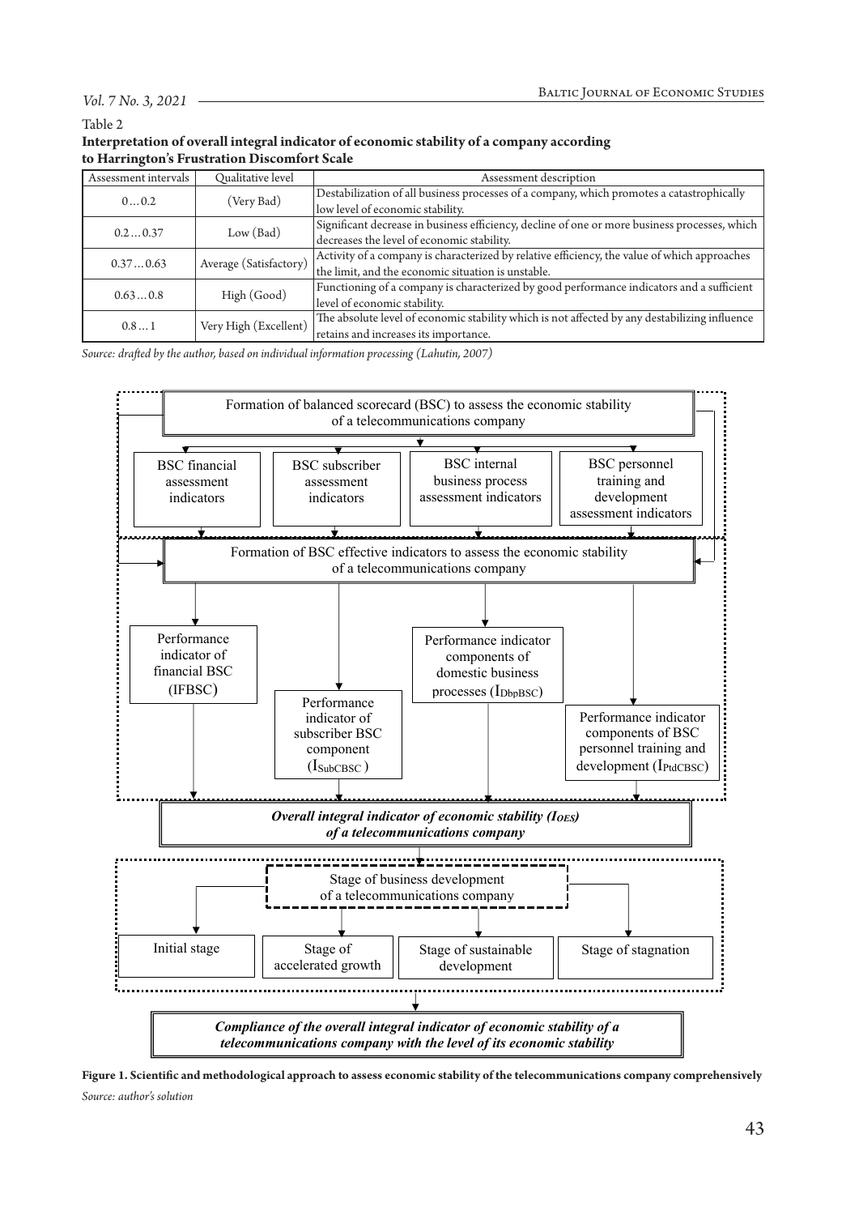Table 2

**Interpretation of overall integral indicator of economic stability of a company according to Harrington's Frustration Discomfort Scale**

| Assessment intervals | Qualitative level | Assessment description |
|---|---|---|
| 0…0.2 | (Very Bad) | Destabilization of all business processes of a company, which promotes a catastrophically low level of economic stability. |
| 0.2…0.37 | Low (Bad) | Significant decrease in business efficiency, decline of one or more business processes, which decreases the level of economic stability. |
| 0.37…0.63 | Average (Satisfactory) | Activity of a company is characterized by relative efficiency, the value of which approaches the limit, and the economic situation is unstable. |
| 0.63…0.8 | High (Good) | Functioning of a company is characterized by good performance indicators and a sufficient level of economic stability. |
| 0.8…1 | Very High (Excellent) | The absolute level of economic stability which is not affected by any destabilizing influence retains and increases its importance. |

*Source: drafted by the author, based on individual information processing (Lahutin, 2007)*

Formation of balanced scorecard (BSC) to assess the economic stability of a telecommunications company

- BSC financial assessment indicators
- BSC subscriber assessment indicators
- BSC internal business process assessment indicators
- BSC personnel training and development assessment indicators

Formation of BSC effective indicators to assess the economic stability of a telecommunications company

- Performance indicator of financial BSC (IFBSC)
- Performance indicator of subscriber BSC component ($I_{SubCBSC}$)
- Performance indicator components of domestic business processes ($I_{DbpBSC}$)
- Performance indicator components of BSC personnel training and development ($I_{PtdCBSC}$)

***Overall integral indicator of economic stability ($I_{OES}$) of a telecommunications company***

Stage of business development of a telecommunications company

- Initial stage
- Stage of accelerated growth
- Stage of sustainable development
- Stage of stagnation

***Compliance of the overall integral indicator of economic stability of a telecommunications company with the level of its economic stability***

**Figure 1. Scientific and methodological approach to assess economic stability of the telecommunications company comprehensively**

*Source: author's solution*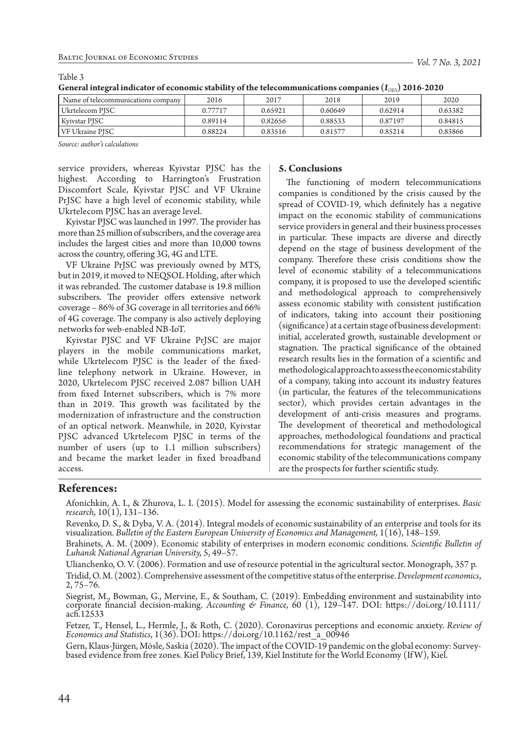Table 3
**General integral indicator of economic stability of the telecommunications companies ($I_{OES}$) 2016-2020**

| Name of telecommunications company | 2016 | 2017 | 2018 | 2019 | 2020 |
|---|---|---|---|---|---|
| Ukrtelecom PJSC | 0.77717 | 0.65921 | 0.60649 | 0.62914 | 0.63382 |
| Kyivstar PJSC | 0.89114 | 0.82656 | 0.88533 | 0.87197 | 0.84815 |
| VF Ukraine PJSC | 0.88224 | 0.83516 | 0.81577 | 0.85214 | 0.83866 |

*Source: author's calculations*

service providers, whereas Kyivstar PJSC has the highest. According to Harrington's Frustration Discomfort Scale, Kyivstar PJSC and VF Ukraine PrJSC have a high level of economic stability, while Ukrtelecom PJSC has an average level.

Kyivstar PJSC was launched in 1997. The provider has more than 25 million of subscribers, and the coverage area includes the largest cities and more than 10,000 towns across the country, offering 3G, 4G and LTE.

VF Ukraine PrJSC was previously owned by MTS, but in 2019, it moved to NEQSOL Holding, after which it was rebranded. The customer database is 19.8 million subscribers. The provider offers extensive network coverage – 86% of 3G coverage in all territories and 66% of 4G coverage. The company is also actively deploying networks for web-enabled NB-IoT.

Kyivstar PJSC and VF Ukraine PrJSC are major players in the mobile communications market, while Ukrtelecom PJSC is the leader of the fixed-line telephony network in Ukraine. However, in 2020, Ukrtelecom PJSC received 2.087 billion UAH from fixed Internet subscribers, which is 7% more than in 2019. This growth was facilitated by the modernization of infrastructure and the construction of an optical network. Meanwhile, in 2020, Kyivstar PJSC advanced Ukrtelecom PJSC in terms of the number of users (up to 1.1 million subscribers) and became the market leader in fixed broadband access.

## 5. Conclusions

The functioning of modern telecommunications companies is conditioned by the crisis caused by the spread of COVID-19, which definitely has a negative impact on the economic stability of communications service providers in general and their business processes in particular. These impacts are diverse and directly depend on the stage of business development of the company. Therefore these crisis conditions show the level of economic stability of a telecommunications company, it is proposed to use the developed scientific and methodological approach to comprehensively assess economic stability with consistent justification of indicators, taking into account their positioning (significance) at a certain stage of business development: initial, accelerated growth, sustainable development or stagnation. The practical significance of the obtained research results lies in the formation of a scientific and methodological approach to assess the economic stability of a company, taking into account its industry features (in particular, the features of the telecommunications sector), which provides certain advantages in the development of anti-crisis measures and programs. The development of theoretical and methodological approaches, methodological foundations and practical recommendations for strategic management of the economic stability of the telecommunications company are the prospects for further scientific study.

## References:

Afonichkin, A. I., & Zhurova, L. I. (2015). Model for assessing the economic sustainability of enterprises. *Basic research,* 10(1), 131–136.

Revenko, D. S., & Dyba, V. A. (2014). Integral models of economic sustainability of an enterprise and tools for its visualization. *Bulletin of the Eastern European University of Economics and Management,* 1(16), 148–159.

Brahinets, A. M. (2009). Economic stability of enterprises in modern economic conditions. *Scientific Bulletin of Luhansk National Agrarian University,* 5, 49–57.

Ulianchenko, O. V. (2006). Formation and use of resource potential in the agricultural sector. Monograph, 357 p.

Tridid, O. M. (2002). Comprehensive assessment of the competitive status of the enterprise. *Development economics*, 2, 75–76.

Siegrist, M., Bowman, G., Mervine, E., & Southam, C. (2019). Embedding environment and sustainability into corporate financial decision-making. *Accounting & Finance,* 60 (1), 129–147. DOI: https://doi.org/10.1111/acfi.12533

Fetzer, T., Hensel, L., Hermle, J., & Roth, C. (2020). Coronavirus perceptions and economic anxiety. *Review of Economics and Statistics*, 1(36). DOI: https://doi.org/10.1162/rest_a_00946

Gern, Klaus-Jürgen, Mösle, Saskia (2020). The impact of the COVID-19 pandemic on the global economy: Survey-based evidence from free zones. Kiel Policy Brief, 139, Kiel Institute for the World Economy (IfW), Kiel.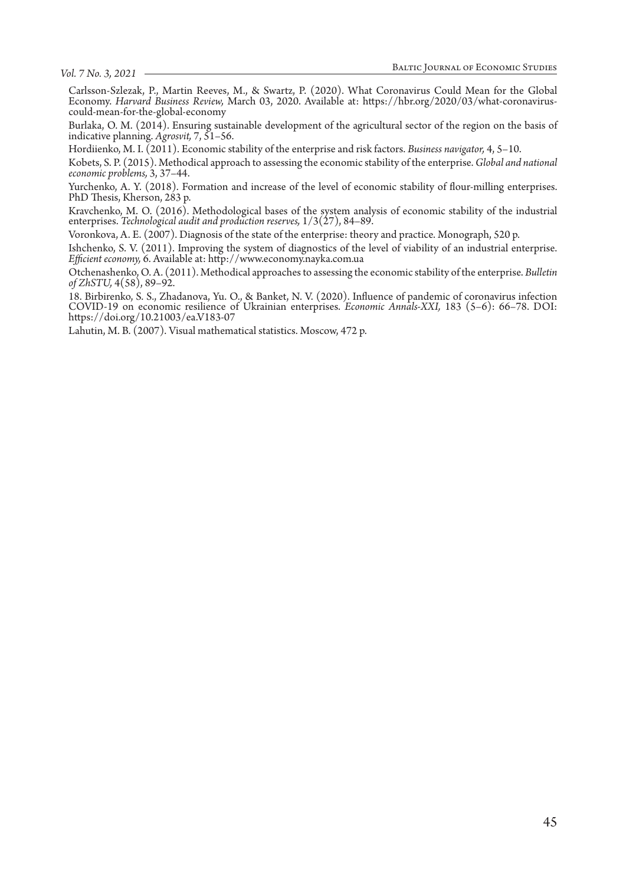Carlsson-Szlezak, P., Martin Reeves, M., & Swartz, P. (2020). What Coronavirus Could Mean for the Global Economy. *Harvard Business Review,* March 03, 2020. Available at: https://hbr.org/2020/03/what-coronavirus-could-mean-for-the-global-economy

Burlaka, O. M. (2014). Ensuring sustainable development of the agricultural sector of the region on the basis of indicative planning. *Agrosvit,* 7, 51–56.

Hordiienko, M. I. (2011). Economic stability of the enterprise and risk factors. *Business navigator,* 4, 5–10.

Kobets, S. P. (2015). Methodical approach to assessing the economic stability of the enterprise. *Global and national economic problems,* 3, 37–44.

Yurchenko, A. Y. (2018). Formation and increase of the level of economic stability of flour-milling enterprises. PhD Thesis, Kherson, 283 p.

Kravchenko, M. O. (2016). Methodological bases of the system analysis of economic stability of the industrial enterprises. *Technological audit and production reserves,* 1/3(27), 84–89.

Voronkova, A. E. (2007). Diagnosis of the state of the enterprise: theory and practice. Monograph, 520 p.

Ishchenko, S. V. (2011). Improving the system of diagnostics of the level of viability of an industrial enterprise. *Efficient economy,* 6. Available at: http://www.economy.nayka.com.ua

Otchenashenko, O. A. (2011). Methodical approaches to assessing the economic stability of the enterprise. *Bulletin of ZhSTU,* 4(58), 89–92.

18. Birbirenko, S. S., Zhadanova, Yu. O., & Banket, N. V. (2020). Influence of pandemic of coronavirus infection COVID-19 on economic resilience of Ukrainian enterprises. *Economic Annals-XXI,* 183 (5–6): 66–78. DOI: https://doi.org/10.21003/ea.V183-07

Lahutin, M. B. (2007). Visual mathematical statistics. Moscow, 472 p.